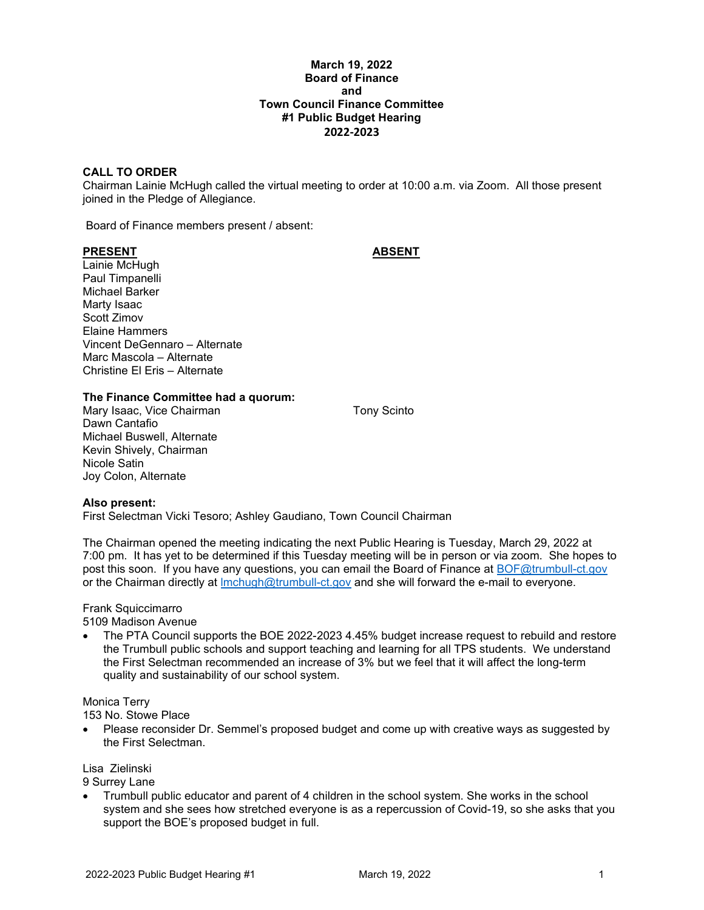**March 19, 2022**
**Board of Finance**
**and**
**Town Council Finance Committee**
**#1 Public Budget Hearing**
**2022-2023**

**CALL TO ORDER**

Chairman Lainie McHugh called the virtual meeting to order at 10:00 a.m. via Zoom. All those present joined in the Pledge of Allegiance.

Board of Finance members present / absent:

| **PRESENT** | **ABSENT** |
|---|---|
| Lainie McHugh | |
| Paul Timpanelli | |
| Michael Barker | |
| Marty Isaac | |
| Scott Zimov | |
| Elaine Hammers | |
| Vincent DeGennaro – Alternate | |
| Marc Mascola – Alternate | |
| Christine El Eris – Alternate | |

**The Finance Committee had a quorum:**

| | |
|---|---|
| Mary Isaac, Vice Chairman | Tony Scinto |
| Dawn Cantafio | |
| Michael Buswell, Alternate | |
| Kevin Shively, Chairman | |
| Nicole Satin | |
| Joy Colon, Alternate | |

**Also present:**

First Selectman Vicki Tesoro; Ashley Gaudiano, Town Council Chairman

The Chairman opened the meeting indicating the next Public Hearing is Tuesday, March 29, 2022 at 7:00 pm. It has yet to be determined if this Tuesday meeting will be in person or via zoom. She hopes to post this soon. If you have any questions, you can email the Board of Finance at BOF@trumbull-ct.gov or the Chairman directly at lmchugh@trumbull-ct.gov and she will forward the e-mail to everyone.

Frank Squiccimarro
5109 Madison Avenue

- The PTA Council supports the BOE 2022-2023 4.45% budget increase request to rebuild and restore the Trumbull public schools and support teaching and learning for all TPS students. We understand the First Selectman recommended an increase of 3% but we feel that it will affect the long-term quality and sustainability of our school system.

Monica Terry
153 No. Stowe Place

- Please reconsider Dr. Semmel's proposed budget and come up with creative ways as suggested by the First Selectman.

Lisa Zielinski
9 Surrey Lane

- Trumbull public educator and parent of 4 children in the school system. She works in the school system and she sees how stretched everyone is as a repercussion of Covid-19, so she asks that you support the BOE's proposed budget in full.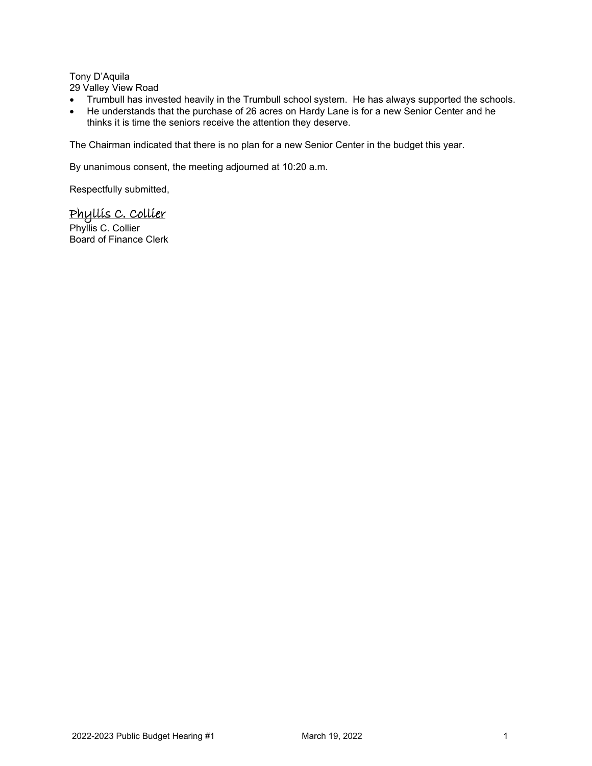Tony D'Aquila
29 Valley View Road

- Trumbull has invested heavily in the Trumbull school system. He has always supported the schools.
- He understands that the purchase of 26 acres on Hardy Lane is for a new Senior Center and he thinks it is time the seniors receive the attention they deserve.

The Chairman indicated that there is no plan for a new Senior Center in the budget this year.

By unanimous consent, the meeting adjourned at 10:20 a.m.

Respectfully submitted,

Phyllis C. Collier

Phyllis C. Collier
Board of Finance Clerk